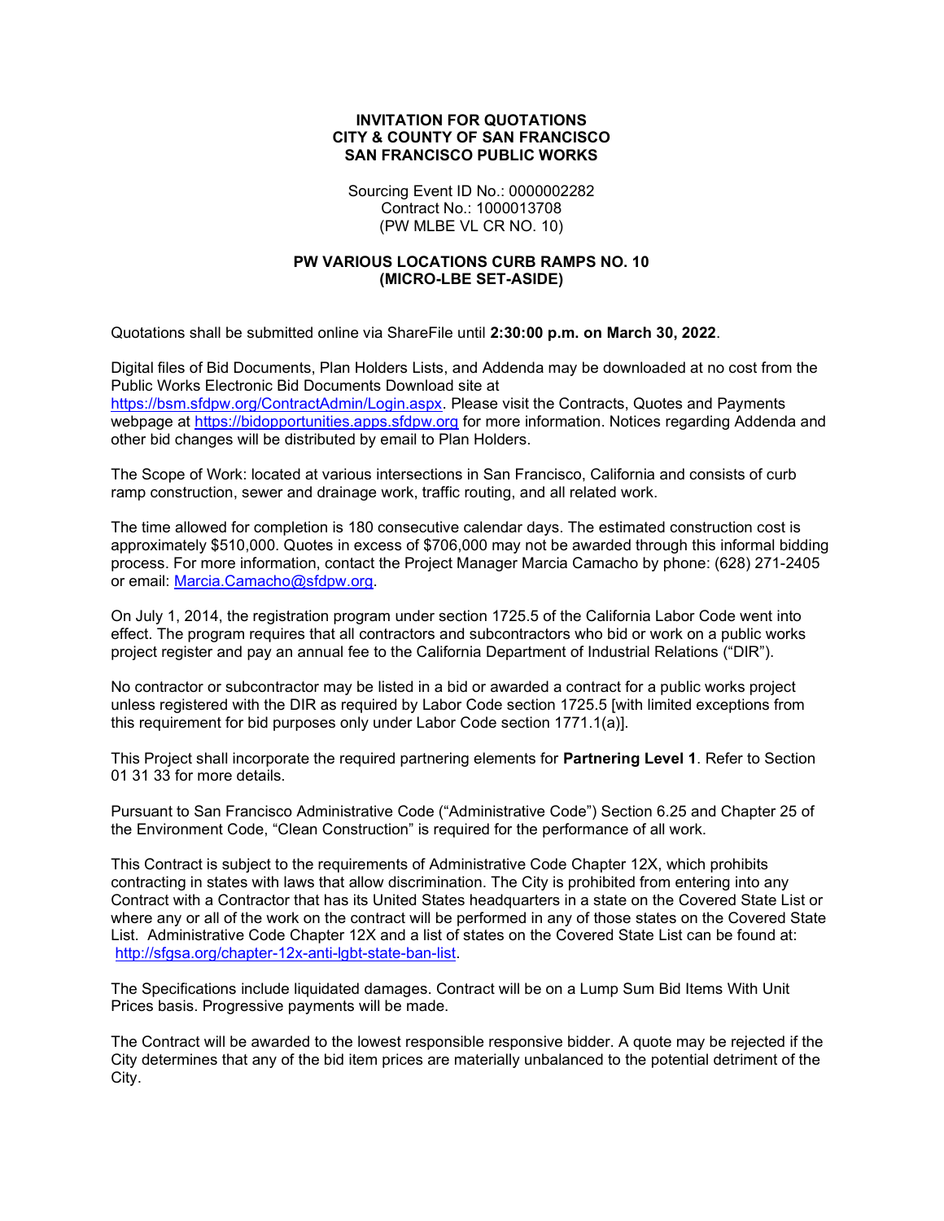**INVITATION FOR QUOTATIONS**
**CITY & COUNTY OF SAN FRANCISCO**
**SAN FRANCISCO PUBLIC WORKS**

Sourcing Event ID No.: 0000002282
Contract No.: 1000013708
(PW MLBE VL CR NO. 10)

# PW VARIOUS LOCATIONS CURB RAMPS NO. 10 (MICRO-LBE SET-ASIDE)

Quotations shall be submitted online via ShareFile until **2:30:00 p.m. on March 30, 2022**.

Digital files of Bid Documents, Plan Holders Lists, and Addenda may be downloaded at no cost from the Public Works Electronic Bid Documents Download site at https://bsm.sfdpw.org/ContractAdmin/Login.aspx. Please visit the Contracts, Quotes and Payments webpage at https://bidopportunities.apps.sfdpw.org for more information. Notices regarding Addenda and other bid changes will be distributed by email to Plan Holders.

The Scope of Work: located at various intersections in San Francisco, California and consists of curb ramp construction, sewer and drainage work, traffic routing, and all related work.

The time allowed for completion is 180 consecutive calendar days. The estimated construction cost is approximately $510,000. Quotes in excess of $706,000 may not be awarded through this informal bidding process. For more information, contact the Project Manager Marcia Camacho by phone: (628) 271-2405 or email: Marcia.Camacho@sfdpw.org.

On July 1, 2014, the registration program under section 1725.5 of the California Labor Code went into effect. The program requires that all contractors and subcontractors who bid or work on a public works project register and pay an annual fee to the California Department of Industrial Relations ("DIR").

No contractor or subcontractor may be listed in a bid or awarded a contract for a public works project unless registered with the DIR as required by Labor Code section 1725.5 [with limited exceptions from this requirement for bid purposes only under Labor Code section 1771.1(a)].

This Project shall incorporate the required partnering elements for **Partnering Level 1**. Refer to Section 01 31 33 for more details.

Pursuant to San Francisco Administrative Code ("Administrative Code") Section 6.25 and Chapter 25 of the Environment Code, "Clean Construction" is required for the performance of all work.

This Contract is subject to the requirements of Administrative Code Chapter 12X, which prohibits contracting in states with laws that allow discrimination. The City is prohibited from entering into any Contract with a Contractor that has its United States headquarters in a state on the Covered State List or where any or all of the work on the contract will be performed in any of those states on the Covered State List. Administrative Code Chapter 12X and a list of states on the Covered State List can be found at: http://sfgsa.org/chapter-12x-anti-lgbt-state-ban-list.

The Specifications include liquidated damages. Contract will be on a Lump Sum Bid Items With Unit Prices basis. Progressive payments will be made.

The Contract will be awarded to the lowest responsible responsive bidder. A quote may be rejected if the City determines that any of the bid item prices are materially unbalanced to the potential detriment of the City.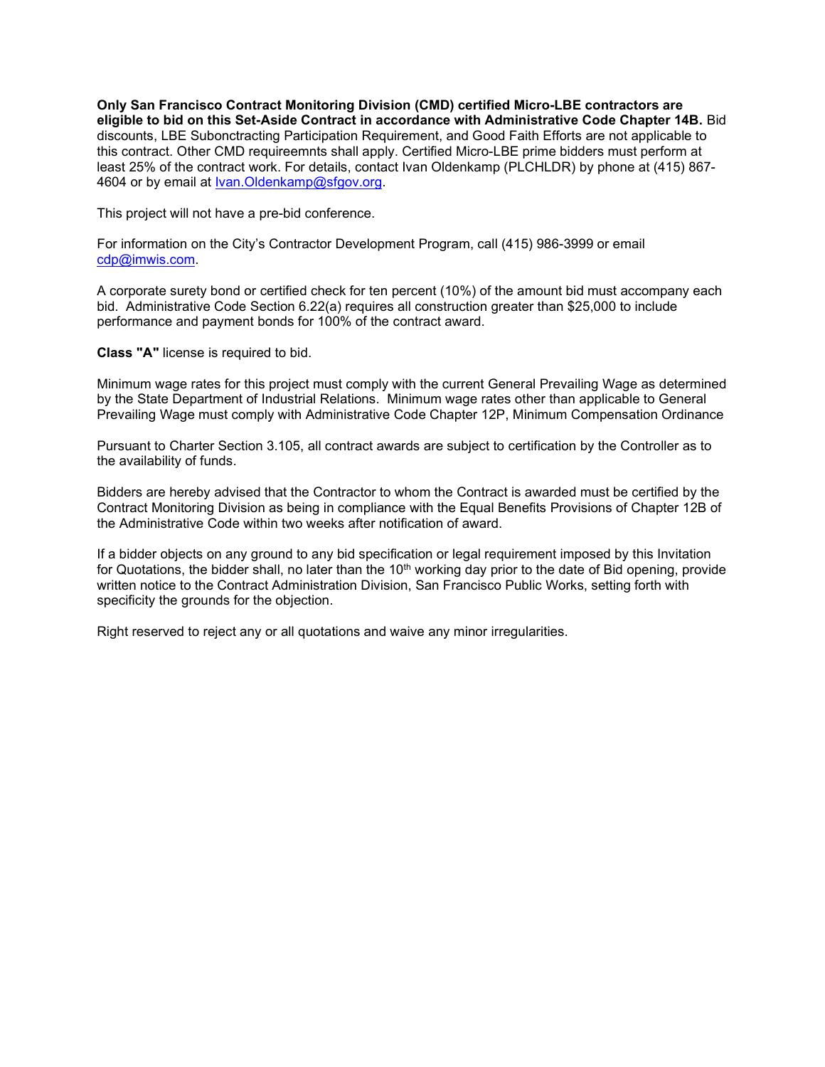**Only San Francisco Contract Monitoring Division (CMD) certified Micro-LBE contractors are eligible to bid on this Set-Aside Contract in accordance with Administrative Code Chapter 14B.** Bid discounts, LBE Subonctracting Participation Requirement, and Good Faith Efforts are not applicable to this contract. Other CMD requireemnts shall apply. Certified Micro-LBE prime bidders must perform at least 25% of the contract work. For details, contact Ivan Oldenkamp (PLCHLDR) by phone at (415) 867-4604 or by email at Ivan.Oldenkamp@sfgov.org.

This project will not have a pre-bid conference.

For information on the City's Contractor Development Program, call (415) 986-3999 or email cdp@imwis.com.

A corporate surety bond or certified check for ten percent (10%) of the amount bid must accompany each bid. Administrative Code Section 6.22(a) requires all construction greater than $25,000 to include performance and payment bonds for 100% of the contract award.

**Class "A"** license is required to bid.

Minimum wage rates for this project must comply with the current General Prevailing Wage as determined by the State Department of Industrial Relations. Minimum wage rates other than applicable to General Prevailing Wage must comply with Administrative Code Chapter 12P, Minimum Compensation Ordinance

Pursuant to Charter Section 3.105, all contract awards are subject to certification by the Controller as to the availability of funds.

Bidders are hereby advised that the Contractor to whom the Contract is awarded must be certified by the Contract Monitoring Division as being in compliance with the Equal Benefits Provisions of Chapter 12B of the Administrative Code within two weeks after notification of award.

If a bidder objects on any ground to any bid specification or legal requirement imposed by this Invitation for Quotations, the bidder shall, no later than the 10th working day prior to the date of Bid opening, provide written notice to the Contract Administration Division, San Francisco Public Works, setting forth with specificity the grounds for the objection.

Right reserved to reject any or all quotations and waive any minor irregularities.